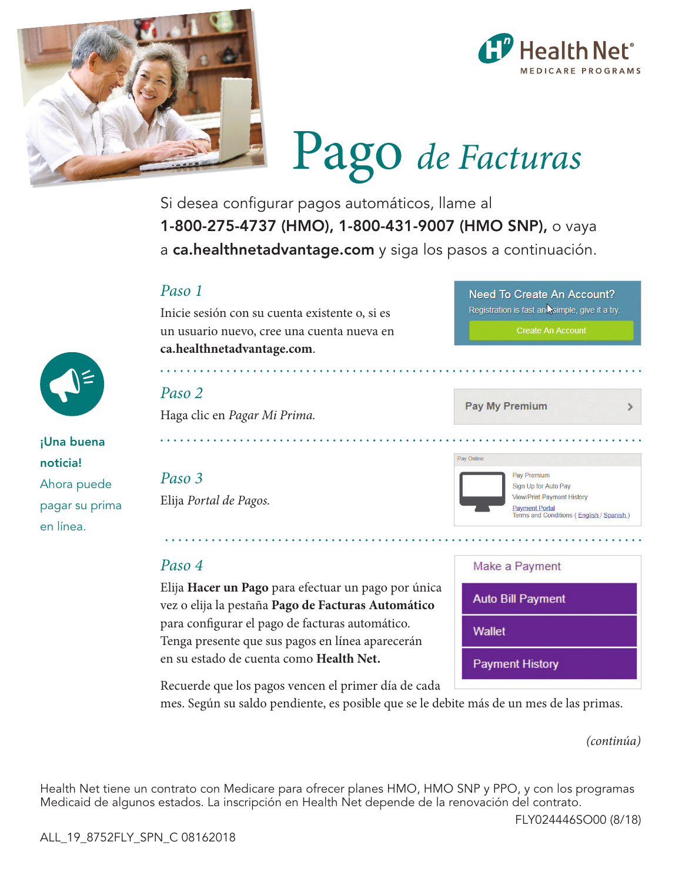Health Net®
MEDICARE PROGRAMS

# Pago *de Facturas*

Si desea configurar pagos automáticos, llame al **1-800-275-4737 (HMO), 1-800-431-9007 (HMO SNP),** o vaya a **ca.healthnetadvantage.com** y siga los pasos a continuación.

## *Paso 1*

Inicie sesión con su cuenta existente o, si es un usuario nuevo, cree una cuenta nueva en **ca.healthnetadvantage.com**.

Need To Create An Account?
Registration is fast and simple, give it a try.
Create An Account

## *Paso 2*

Haga clic en *Pagar Mi Prima.*

Pay My Premium

## *Paso 3*

Elija *Portal de Pagos.*

Pay Online
Pay Premium
Sign Up for Auto Pay
View/Print Payment History
Payment Portal
Terms and Conditions ( English / Spanish )

## *Paso 4*

Elija **Hacer un Pago** para efectuar un pago por única vez o elija la pestaña **Pago de Facturas Automático** para configurar el pago de facturas automático. Tenga presente que sus pagos en línea aparecerán en su estado de cuenta como **Health Net.**

Make a Payment
Auto Bill Payment
Wallet
Payment History

Recuerde que los pagos vencen el primer día de cada mes. Según su saldo pendiente, es posible que se le debite más de un mes de las primas.

**¡Una buena noticia!**
Ahora puede pagar su prima en línea.

*(continúa)*

Health Net tiene un contrato con Medicare para ofrecer planes HMO, HMO SNP y PPO, y con los programas Medicaid de algunos estados. La inscripción en Health Net depende de la renovación del contrato.

FLY024446SO00 (8/18)

ALL_19_8752FLY_SPN_C 08162018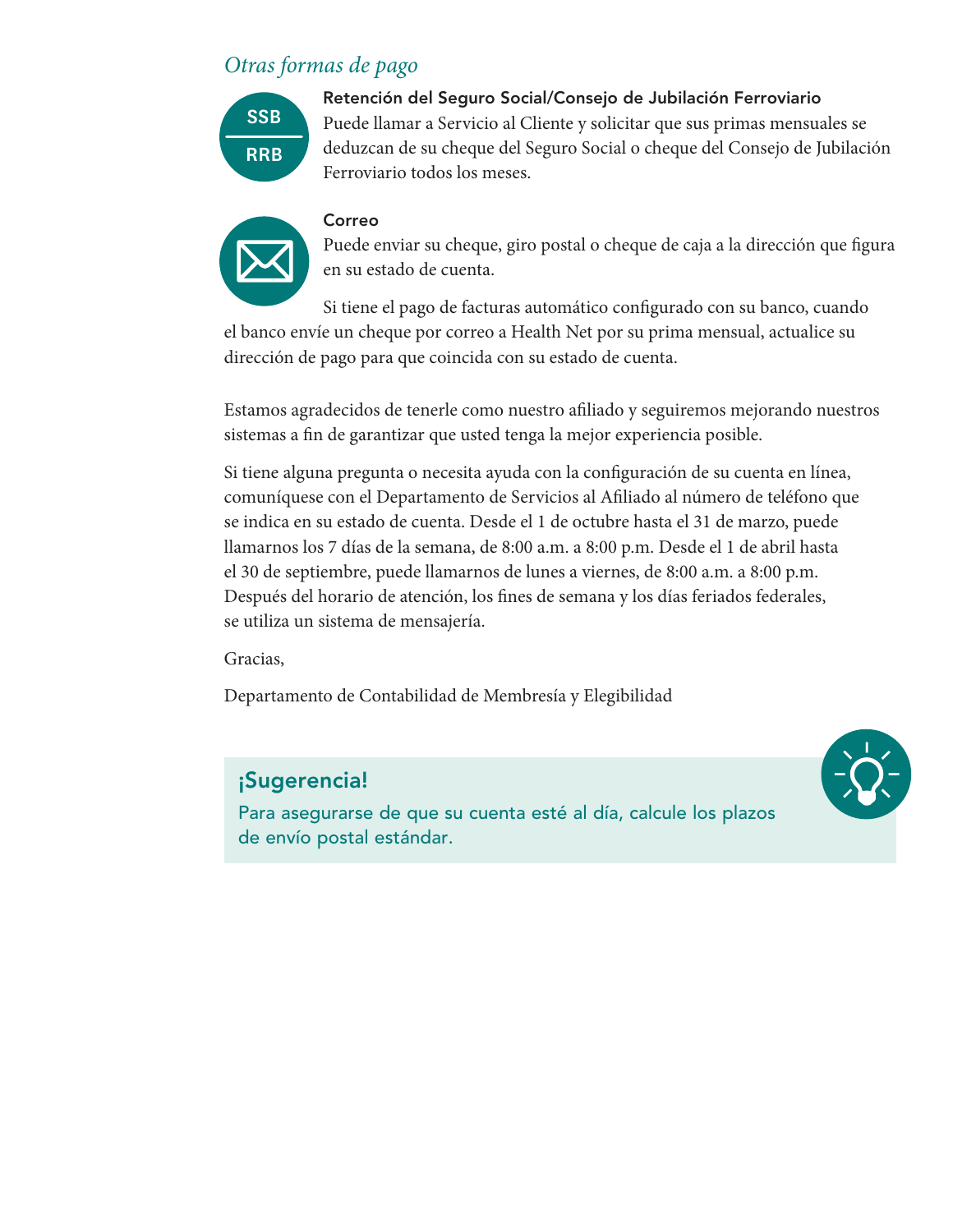## *Otras formas de pago*

**Retención del Seguro Social/Consejo de Jubilación Ferroviario**

Puede llamar a Servicio al Cliente y solicitar que sus primas mensuales se deduzcan de su cheque del Seguro Social o cheque del Consejo de Jubilación Ferroviario todos los meses.

**Correo**

Puede enviar su cheque, giro postal o cheque de caja a la dirección que figura en su estado de cuenta.

Si tiene el pago de facturas automático configurado con su banco, cuando el banco envíe un cheque por correo a Health Net por su prima mensual, actualice su dirección de pago para que coincida con su estado de cuenta.

Estamos agradecidos de tenerle como nuestro afiliado y seguiremos mejorando nuestros sistemas a fin de garantizar que usted tenga la mejor experiencia posible.

Si tiene alguna pregunta o necesita ayuda con la configuración de su cuenta en línea, comuníquese con el Departamento de Servicios al Afiliado al número de teléfono que se indica en su estado de cuenta. Desde el 1 de octubre hasta el 31 de marzo, puede llamarnos los 7 días de la semana, de 8:00 a.m. a 8:00 p.m. Desde el 1 de abril hasta el 30 de septiembre, puede llamarnos de lunes a viernes, de 8:00 a.m. a 8:00 p.m. Después del horario de atención, los fines de semana y los días feriados federales, se utiliza un sistema de mensajería.

Gracias,

Departamento de Contabilidad de Membresía y Elegibilidad

**¡Sugerencia!**

Para asegurarse de que su cuenta esté al día, calcule los plazos de envío postal estándar.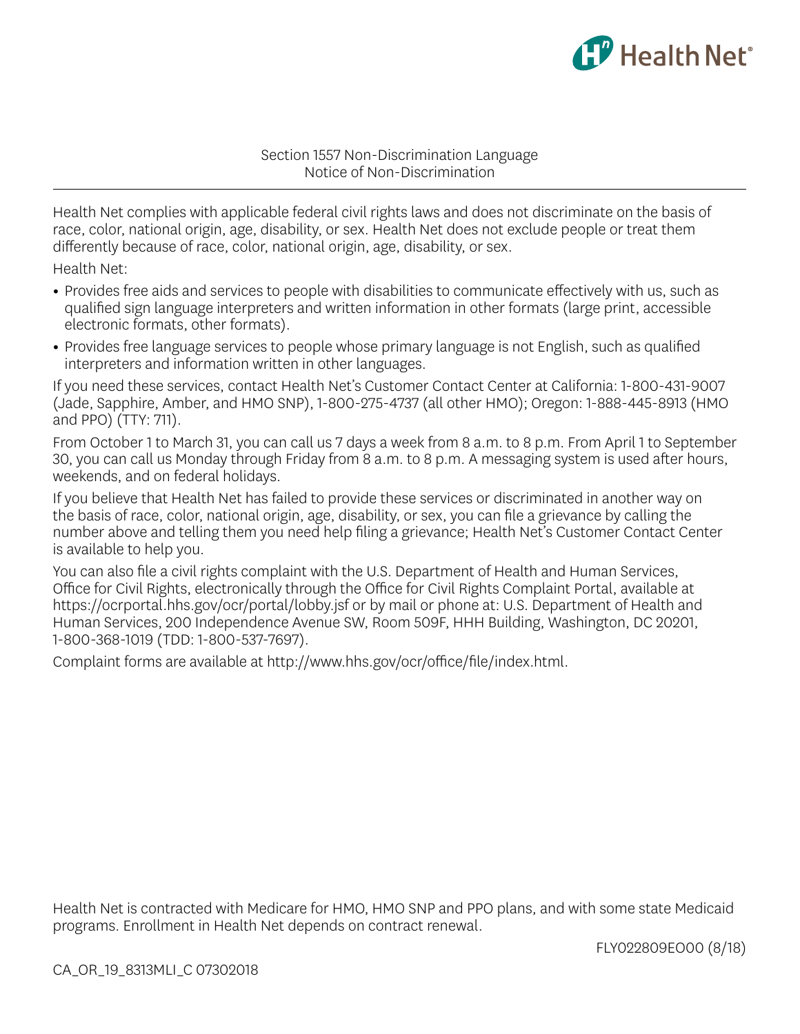## Section 1557 Non-Discrimination Language
## Notice of Non-Discrimination

Health Net complies with applicable federal civil rights laws and does not discriminate on the basis of race, color, national origin, age, disability, or sex. Health Net does not exclude people or treat them differently because of race, color, national origin, age, disability, or sex.

Health Net:

- Provides free aids and services to people with disabilities to communicate effectively with us, such as qualified sign language interpreters and written information in other formats (large print, accessible electronic formats, other formats).
- Provides free language services to people whose primary language is not English, such as qualified interpreters and information written in other languages.

If you need these services, contact Health Net's Customer Contact Center at California: 1-800-431-9007 (Jade, Sapphire, Amber, and HMO SNP), 1-800-275-4737 (all other HMO); Oregon: 1-888-445-8913 (HMO and PPO) (TTY: 711).

From October 1 to March 31, you can call us 7 days a week from 8 a.m. to 8 p.m. From April 1 to September 30, you can call us Monday through Friday from 8 a.m. to 8 p.m. A messaging system is used after hours, weekends, and on federal holidays.

If you believe that Health Net has failed to provide these services or discriminated in another way on the basis of race, color, national origin, age, disability, or sex, you can file a grievance by calling the number above and telling them you need help filing a grievance; Health Net's Customer Contact Center is available to help you.

You can also file a civil rights complaint with the U.S. Department of Health and Human Services, Office for Civil Rights, electronically through the Office for Civil Rights Complaint Portal, available at https://ocrportal.hhs.gov/ocr/portal/lobby.jsf or by mail or phone at: U.S. Department of Health and Human Services, 200 Independence Avenue SW, Room 509F, HHH Building, Washington, DC 20201, 1-800-368-1019 (TDD: 1-800-537-7697).

Complaint forms are available at http://www.hhs.gov/ocr/office/file/index.html.

Health Net is contracted with Medicare for HMO, HMO SNP and PPO plans, and with some state Medicaid programs. Enrollment in Health Net depends on contract renewal.

FLY022809EO00 (8/18)

CA_OR_19_8313MLI_C 07302018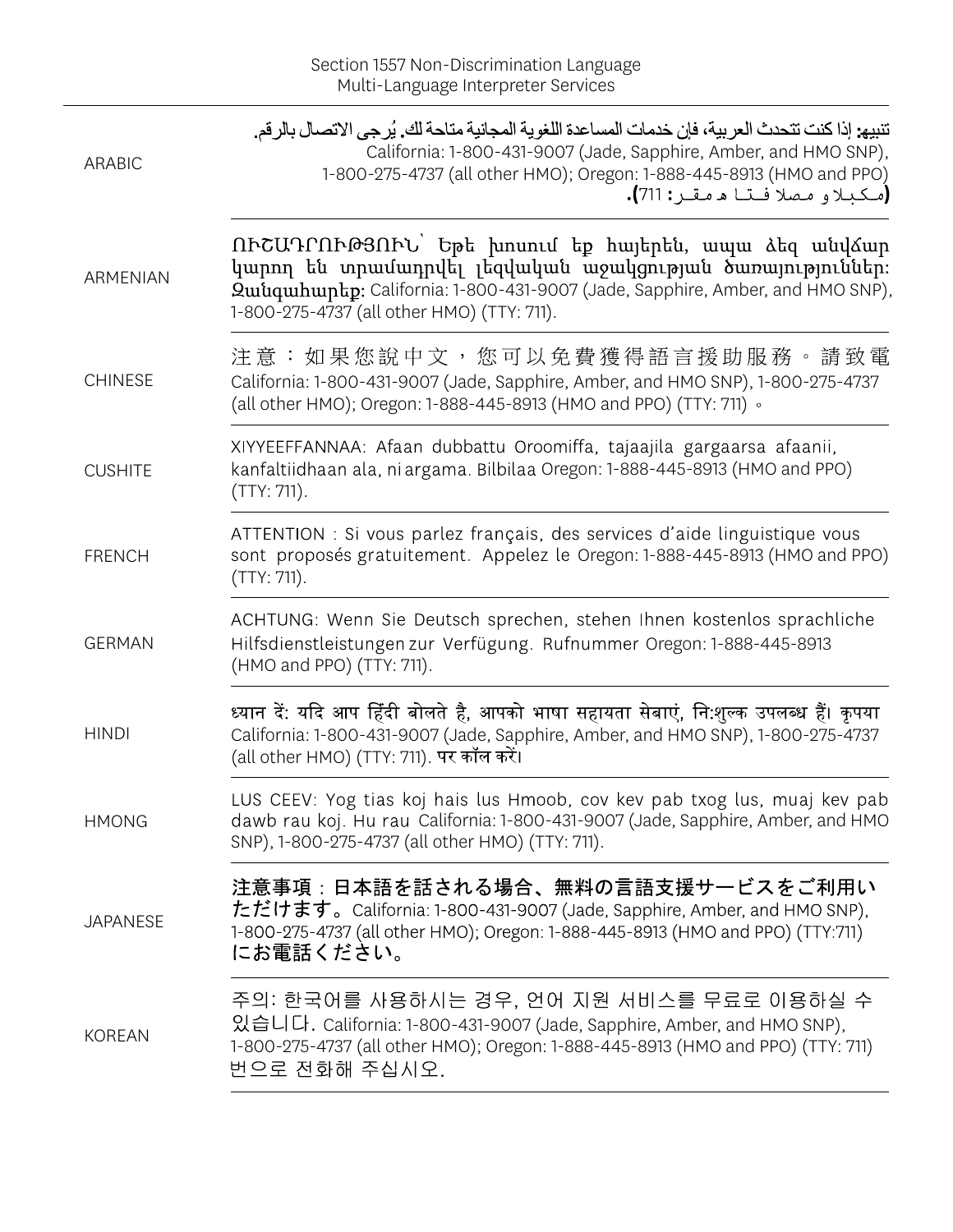Section 1557 Non-Discrimination Language
Multi-Language Interpreter Services

| | |
|---|---|
| ARABIC | **تنبيه:** إذا كنت تتحدث العربية، فإن خدمات المساعدة اللغوية المجانية متاحة لك. يُرجى الاتصال بالرقم. California: 1-800-431-9007 (Jade, Sapphire, Amber, and HMO SNP), 1-800-275-4737 (all other HMO); Oregon: 1-888-445-8913 (HMO and PPO) **(**رقم هاتف الصم والبكم**:** 711**).** |
| ARMENIAN | ՈՒՇԱԴՐՈՒԹՅՈՒՆ՝ Եթե խոսում եք հայերեն, ապա ձեզ անվճար կարող են տրամադրվել լեզվական աջակցության ծառայություններ: **Զանգահարեք:** California: 1-800-431-9007 (Jade, Sapphire, Amber, and HMO SNP), 1-800-275-4737 (all other HMO) (TTY: 711). |
| CHINESE | 注意：如果您說中文，您可以免費獲得語言援助服務。請致電 California: 1-800-431-9007 (Jade, Sapphire, Amber, and HMO SNP), 1-800-275-4737 (all other HMO); Oregon: 1-888-445-8913 (HMO and PPO) (TTY: 711)。 |
| CUSHITE | XIYYEEFFANNAA: Afaan dubbattu Oroomiffa, tajaajila gargaarsa afaanii, kanfaltiidhaan ala, ni argama. Bilbilaa Oregon: 1-888-445-8913 (HMO and PPO) (TTY: 711). |
| FRENCH | ATTENTION : Si vous parlez français, des services d'aide linguistique vous sont proposés gratuitement. Appelez le Oregon: 1-888-445-8913 (HMO and PPO) (TTY: 711). |
| GERMAN | ACHTUNG: Wenn Sie Deutsch sprechen, stehen Ihnen kostenlos sprachliche Hilfsdienstleistungen zur Verfügung. Rufnummer Oregon: 1-888-445-8913 (HMO and PPO) (TTY: 711). |
| HINDI | ध्यान दें: यदि आप हिंदी बोलते है, आपको भाषा सहायता सेवाएं, नि:शुल्क उपलब्ध हैं। कृपया California: 1-800-431-9007 (Jade, Sapphire, Amber, and HMO SNP), 1-800-275-4737 (all other HMO) (TTY: 711). पर कॉल करें। |
| HMONG | LUS CEEV: Yog tias koj hais lus Hmoob, cov kev pab txog lus, muaj kev pab dawb rau koj. Hu rau California: 1-800-431-9007 (Jade, Sapphire, Amber, and HMO SNP), 1-800-275-4737 (all other HMO) (TTY: 711). |
| JAPANESE | 注意事項：日本語を話される場合、無料の言語支援サービスをご利用いただけます。California: 1-800-431-9007 (Jade, Sapphire, Amber, and HMO SNP), 1-800-275-4737 (all other HMO); Oregon: 1-888-445-8913 (HMO and PPO) (TTY:711) にお電話ください。 |
| KOREAN | 주의: 한국어를 사용하시는 경우, 언어 지원 서비스를 무료로 이용하실 수 있습니다. California: 1-800-431-9007 (Jade, Sapphire, Amber, and HMO SNP), 1-800-275-4737 (all other HMO); Oregon: 1-888-445-8913 (HMO and PPO) (TTY: 711) 번으로 전화해 주십시오. |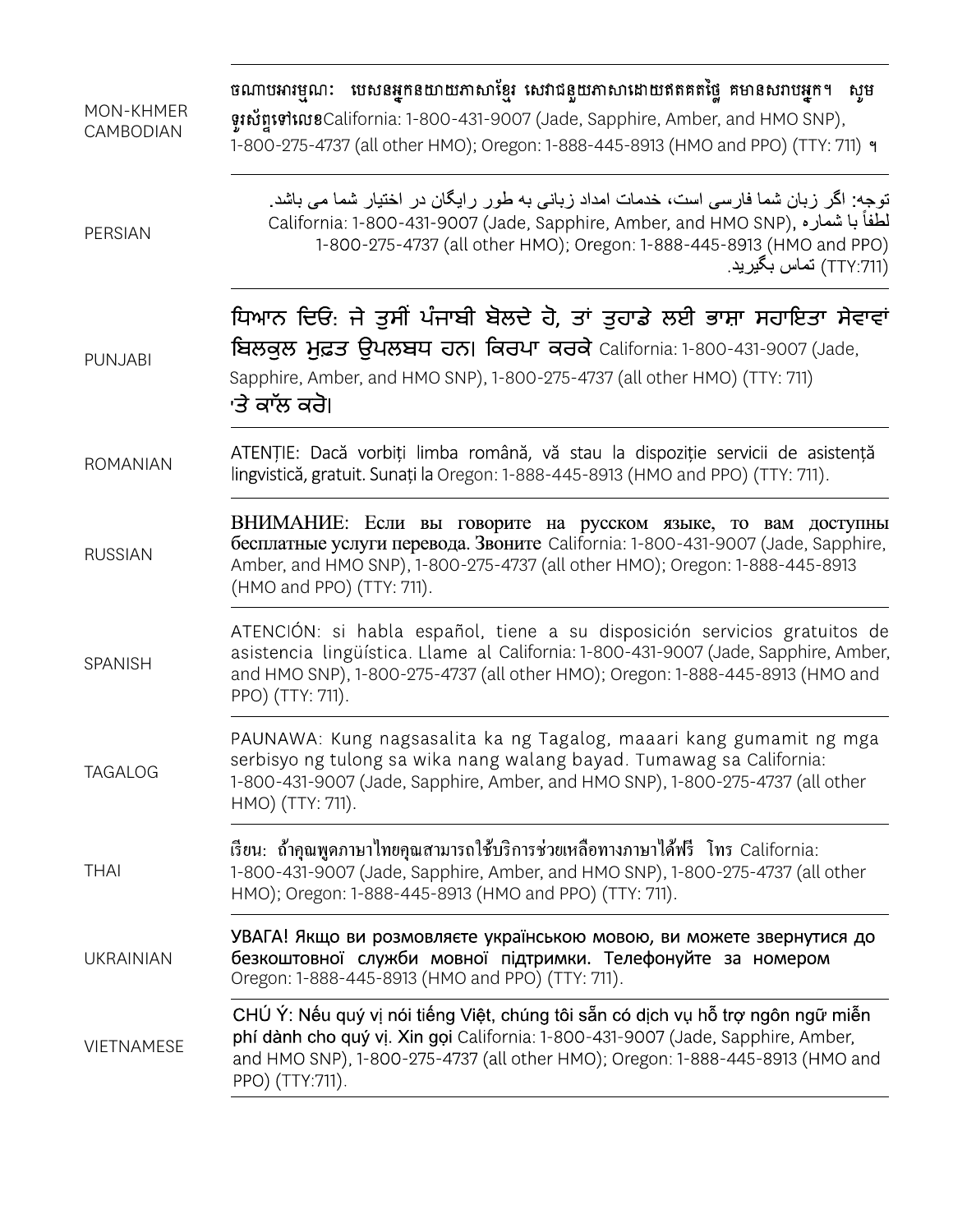| | |
|---|---|
| MON-KHMER CAMBODIAN | ចំណាប់អារម្មណ៍៖ បើសិនអ្នកនិយាយភាសាខ្មែរ សេវាជំនួយភាសាដោយឥតគិតថ្លៃ គឺមានសម្រាប់អ្នក។ សូមទូរស័ព្ទទៅលេខ California: 1-800-431-9007 (Jade, Sapphire, Amber, and HMO SNP), 1-800-275-4737 (all other HMO); Oregon: 1-888-445-8913 (HMO and PPO) (TTY: 711) ។ |
| PERSIAN | توجه: اگر زبان شما فارسی است، خدمات امداد زبانی به طور رایگان در اختیار شما می باشد. لطفاً با شماره California: 1-800-431-9007 (Jade, Sapphire, Amber, and HMO SNP), 1-800-275-4737 (all other HMO); Oregon: 1-888-445-8913 (HMO and PPO) (TTY:711) تماس بگیرید. |
| PUNJABI | ਧਿਆਨ ਦਿਓ: ਜੇ ਤੁਸੀਂ ਪੰਜਾਬੀ ਬੋਲਦੇ ਹੋ, ਤਾਂ ਤੁਹਾਡੇ ਲਈ ਭਾਸ਼ਾ ਸਹਾਇਤਾ ਸੇਵਾਵਾਂ ਬਿਲਕੁਲ ਮੁਫ਼ਤ ਉਪਲਬਧ ਹਨ। ਕਿਰਪਾ ਕਰਕੇ California: 1-800-431-9007 (Jade, Sapphire, Amber, and HMO SNP), 1-800-275-4737 (all other HMO) (TTY: 711) 'ਤੇ ਕਾੱਲ ਕਰੋ। |
| ROMANIAN | ATENȚIE: Dacă vorbiți limba română, vă stau la dispoziție servicii de asistență lingvistică, gratuit. Sunați la Oregon: 1-888-445-8913 (HMO and PPO) (TTY: 711). |
| RUSSIAN | ВНИМАНИЕ: Если вы говорите на русском языке, то вам доступны бесплатные услуги перевода. Звоните California: 1-800-431-9007 (Jade, Sapphire, Amber, and HMO SNP), 1-800-275-4737 (all other HMO); Oregon: 1-888-445-8913 (HMO and PPO) (TTY: 711). |
| SPANISH | ATENCIÓN: si habla español, tiene a su disposición servicios gratuitos de asistencia lingüística. Llame al California: 1-800-431-9007 (Jade, Sapphire, Amber, and HMO SNP), 1-800-275-4737 (all other HMO); Oregon: 1-888-445-8913 (HMO and PPO) (TTY: 711). |
| TAGALOG | PAUNAWA: Kung nagsasalita ka ng Tagalog, maaari kang gumamit ng mga serbisyo ng tulong sa wika nang walang bayad. Tumawag sa California: 1-800-431-9007 (Jade, Sapphire, Amber, and HMO SNP), 1-800-275-4737 (all other HMO) (TTY: 711). |
| THAI | เรียน: ถ้าคุณพูดภาษาไทยคุณสามารถใช้บริการช่วยเหลือทางภาษาได้ฟรี โทร California: 1-800-431-9007 (Jade, Sapphire, Amber, and HMO SNP), 1-800-275-4737 (all other HMO); Oregon: 1-888-445-8913 (HMO and PPO) (TTY: 711). |
| UKRAINIAN | УВАГА! Якщо ви розмовляєте українською мовою, ви можете звернутися до безкоштовної служби мовної підтримки. Телефонуйте за номером Oregon: 1-888-445-8913 (HMO and PPO) (TTY: 711). |
| VIETNAMESE | CHÚ Ý: Nếu quý vị nói tiếng Việt, chúng tôi sẵn có dịch vụ hỗ trợ ngôn ngữ miễn phí dành cho quý vị. Xin gọi California: 1-800-431-9007 (Jade, Sapphire, Amber, and HMO SNP), 1-800-275-4737 (all other HMO); Oregon: 1-888-445-8913 (HMO and PPO) (TTY:711). |